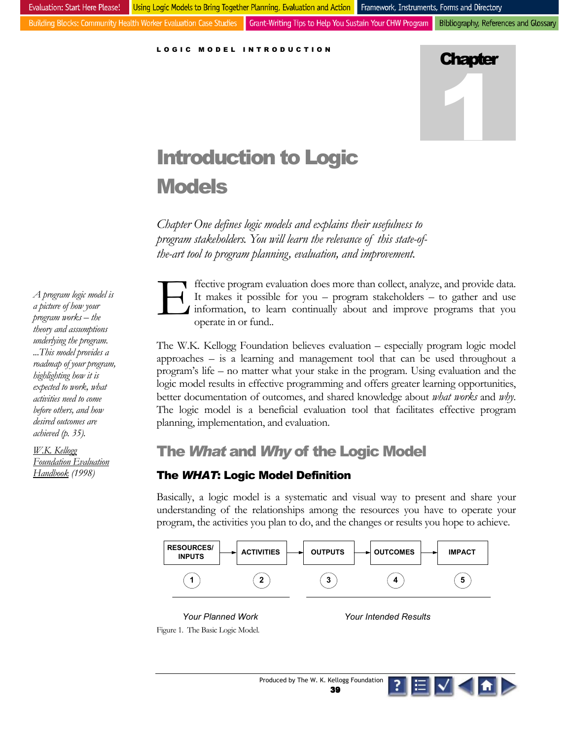# Chapter 1

# Introduction to Logic Models

*Chapter One defines logic models and explains their usefulness to program stakeholders. You will learn the relevance of this state-of-the-art tool to program planning, evaluation, and improvement.*

*A program logic model is a picture of how your program works – the theory and assumptions underlying the program. ...This model provides a roadmap of your program, highlighting how it is expected to work, what activities need to come before others, and how desired outcomes are achieved (p. 35).*

*W.K. Kellogg Foundation Evaluation Handbook (1998)*

Effective program evaluation does more than collect, analyze, and provide data. It makes it possible for you – program stakeholders – to gather and use information, to learn continually about and improve programs that you operate in or fund..

The W.K. Kellogg Foundation believes evaluation – especially program logic model approaches – is a learning and management tool that can be used throughout a program's life – no matter what your stake in the program. Using evaluation and the logic model results in effective programming and offers greater learning opportunities, better documentation of outcomes, and shared knowledge about *what works* and *why*. The logic model is a beneficial evaluation tool that facilitates effective program planning, implementation, and evaluation.

## The *What* and *Why* of the Logic Model

### The *WHAT*: Logic Model Definition

Basically, a logic model is a systematic and visual way to present and share your understanding of the relationships among the resources you have to operate your program, the activities you plan to do, and the changes or results you hope to achieve.

RESOURCES/ INPUTS → ACTIVITIES → OUTPUTS → OUTCOMES → IMPACT

1 2 3 4 5

Your Planned Work

Your Intended Results

Figure 1. The Basic Logic Model.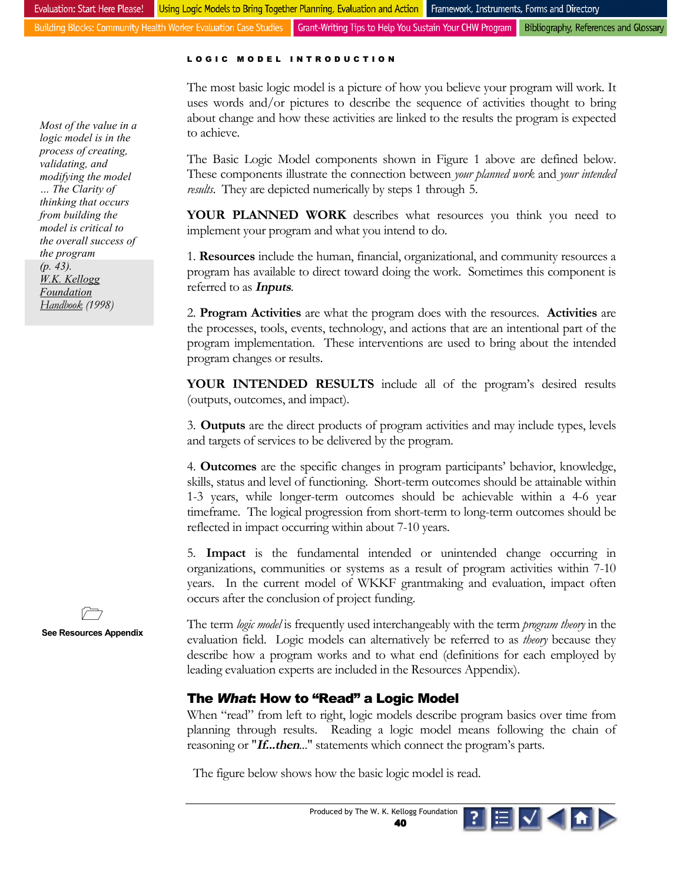**LOGIC MODEL INTRODUCTION**

*Most of the value in a logic model is in the process of creating, validating, and modifying the model ... The Clarity of thinking that occurs from building the model is critical to the overall success of the program (p. 43). W.K. Kellogg Foundation Handbook (1998)*

The most basic logic model is a picture of how you believe your program will work. It uses words and/or pictures to describe the sequence of activities thought to bring about change and how these activities are linked to the results the program is expected to achieve.

The Basic Logic Model components shown in Figure 1 above are defined below. These components illustrate the connection between *your planned work* and *your intended results*. They are depicted numerically by steps 1 through 5.

**YOUR PLANNED WORK** describes what resources you think you need to implement your program and what you intend to do.

1. **Resources** include the human, financial, organizational, and community resources a program has available to direct toward doing the work. Sometimes this component is referred to as ***Inputs***.

2. **Program Activities** are what the program does with the resources. **Activities** are the processes, tools, events, technology, and actions that are an intentional part of the program implementation. These interventions are used to bring about the intended program changes or results.

**YOUR INTENDED RESULTS** include all of the program's desired results (outputs, outcomes, and impact).

3. **Outputs** are the direct products of program activities and may include types, levels and targets of services to be delivered by the program.

4. **Outcomes** are the specific changes in program participants' behavior, knowledge, skills, status and level of functioning. Short-term outcomes should be attainable within 1-3 years, while longer-term outcomes should be achievable within a 4-6 year timeframe. The logical progression from short-term to long-term outcomes should be reflected in impact occurring within about 7-10 years.

5. **Impact** is the fundamental intended or unintended change occurring in organizations, communities or systems as a result of program activities within 7-10 years. In the current model of WKKF grantmaking and evaluation, impact often occurs after the conclusion of project funding.

**See Resources Appendix**

The term *logic model* is frequently used interchangeably with the term *program theory* in the evaluation field. Logic models can alternatively be referred to as *theory* because they describe how a program works and to what end (definitions for each employed by leading evaluation experts are included in the Resources Appendix).

## The *What*: How to "Read" a Logic Model

When "read" from left to right, logic models describe program basics over time from planning through results. Reading a logic model means following the chain of reasoning or "***If...then***..." statements which connect the program's parts.

The figure below shows how the basic logic model is read.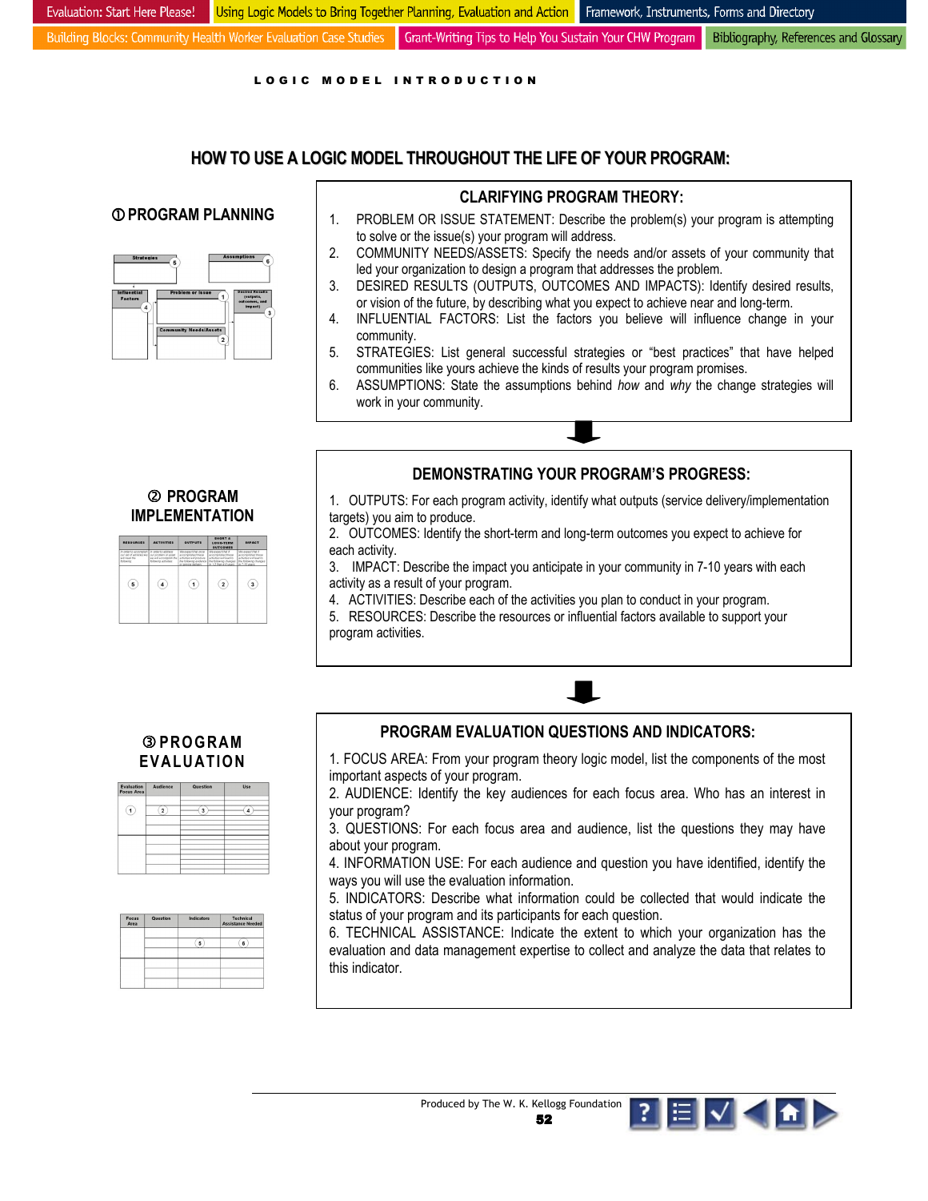# HOW TO USE A LOGIC MODEL THROUGHOUT THE LIFE OF YOUR PROGRAM:

## ① PROGRAM PLANNING

### CLARIFYING PROGRAM THEORY:

1. PROBLEM OR ISSUE STATEMENT: Describe the problem(s) your program is attempting to solve or the issue(s) your program will address.
2. COMMUNITY NEEDS/ASSETS: Specify the needs and/or assets of your community that led your organization to design a program that addresses the problem.
3. DESIRED RESULTS (OUTPUTS, OUTCOMES AND IMPACTS): Identify desired results, or vision of the future, by describing what you expect to achieve near and long-term.
4. INFLUENTIAL FACTORS: List the factors you believe will influence change in your community.
5. STRATEGIES: List general successful strategies or "best practices" that have helped communities like yours achieve the kinds of results your program promises.
6. ASSUMPTIONS: State the assumptions behind *how* and *why* the change strategies will work in your community.

## ② PROGRAM IMPLEMENTATION

### DEMONSTRATING YOUR PROGRAM'S PROGRESS:

1. OUTPUTS: For each program activity, identify what outputs (service delivery/implementation targets) you aim to produce.
2. OUTCOMES: Identify the short-term and long-term outcomes you expect to achieve for each activity.
3. IMPACT: Describe the impact you anticipate in your community in 7-10 years with each activity as a result of your program.
4. ACTIVITIES: Describe each of the activities you plan to conduct in your program.
5. RESOURCES: Describe the resources or influential factors available to support your program activities.

## ③ PROGRAM EVALUATION

### PROGRAM EVALUATION QUESTIONS AND INDICATORS:

1. FOCUS AREA: From your program theory logic model, list the components of the most important aspects of your program.
2. AUDIENCE: Identify the key audiences for each focus area. Who has an interest in your program?
3. QUESTIONS: For each focus area and audience, list the questions they may have about your program.
4. INFORMATION USE: For each audience and question you have identified, identify the ways you will use the evaluation information.
5. INDICATORS: Describe what information could be collected that would indicate the status of your program and its participants for each question.
6. TECHNICAL ASSISTANCE: Indicate the extent to which your organization has the evaluation and data management expertise to collect and analyze the data that relates to this indicator.